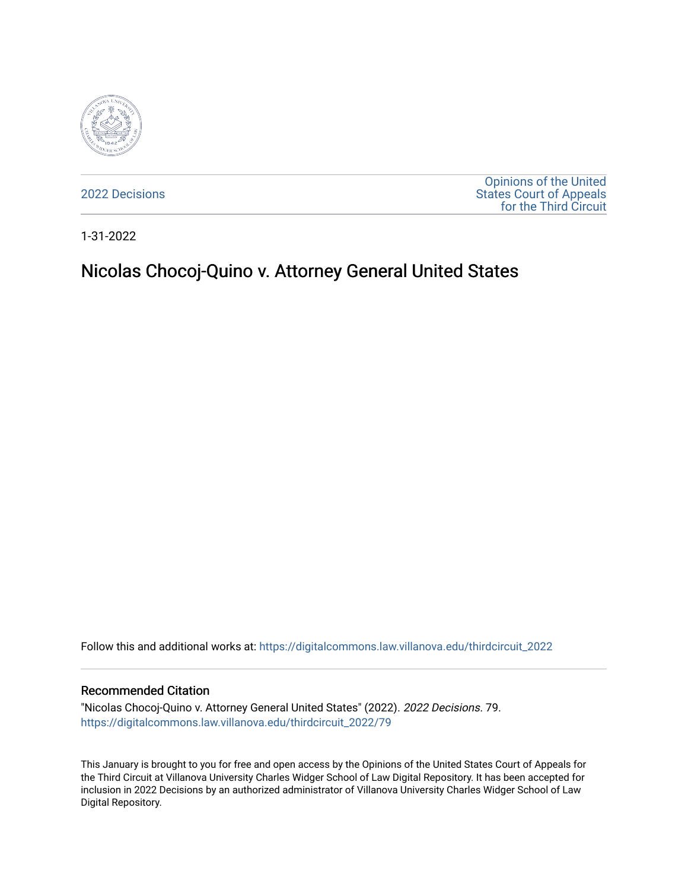2022 Decisions

Opinions of the United States Court of Appeals for the Third Circuit

1-31-2022

# Nicolas Chocoj-Quino v. Attorney General United States

Follow this and additional works at: https://digitalcommons.law.villanova.edu/thirdcircuit_2022

### Recommended Citation

"Nicolas Chocoj-Quino v. Attorney General United States" (2022). *2022 Decisions*. 79.
https://digitalcommons.law.villanova.edu/thirdcircuit_2022/79

This January is brought to you for free and open access by the Opinions of the United States Court of Appeals for the Third Circuit at Villanova University Charles Widger School of Law Digital Repository. It has been accepted for inclusion in 2022 Decisions by an authorized administrator of Villanova University Charles Widger School of Law Digital Repository.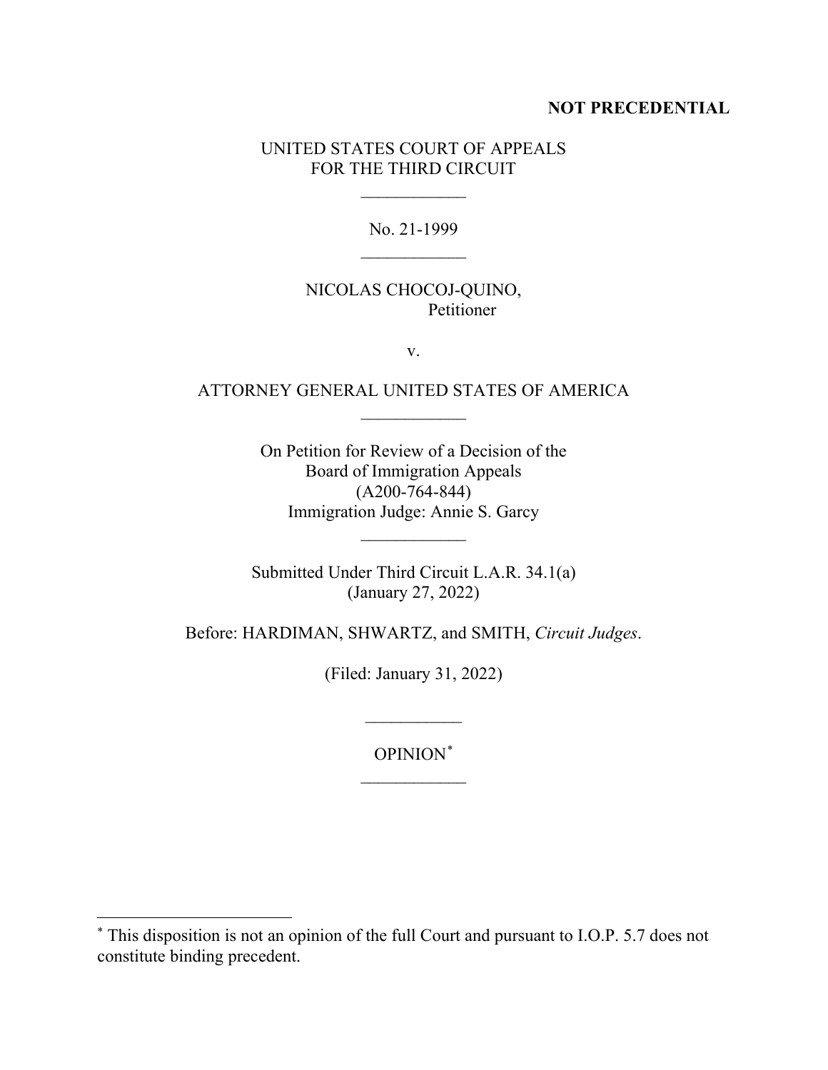**NOT PRECEDENTIAL**

UNITED STATES COURT OF APPEALS
FOR THE THIRD CIRCUIT

\_\_\_\_\_\_\_\_\_\_\_\_

No. 21-1999

\_\_\_\_\_\_\_\_\_\_\_\_

NICOLAS CHOCOJ-QUINO,
Petitioner

v.

ATTORNEY GENERAL UNITED STATES OF AMERICA

\_\_\_\_\_\_\_\_\_\_\_\_

On Petition for Review of a Decision of the
Board of Immigration Appeals
(A200-764-844)
Immigration Judge: Annie S. Garcy

\_\_\_\_\_\_\_\_\_\_\_\_

Submitted Under Third Circuit L.A.R. 34.1(a)
(January 27, 2022)

Before: HARDIMAN, SHWARTZ, and SMITH, *Circuit Judges*.

(Filed: January 31, 2022)

\_\_\_\_\_\_\_\_\_\_\_

OPINION*

\_\_\_\_\_\_\_\_\_\_\_\_

---

* This disposition is not an opinion of the full Court and pursuant to I.O.P. 5.7 does not constitute binding precedent.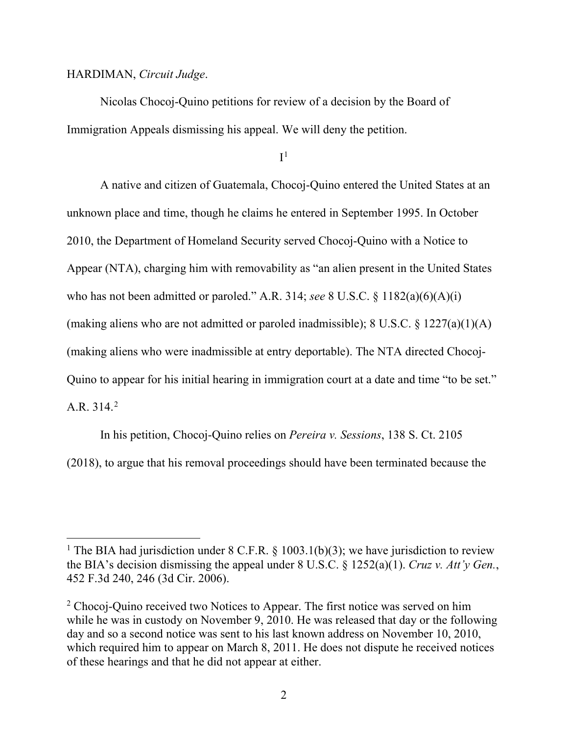HARDIMAN, *Circuit Judge*.

Nicolas Chocoj-Quino petitions for review of a decision by the Board of Immigration Appeals dismissing his appeal. We will deny the petition.

I[1]

A native and citizen of Guatemala, Chocoj-Quino entered the United States at an unknown place and time, though he claims he entered in September 1995. In October 2010, the Department of Homeland Security served Chocoj-Quino with a Notice to Appear (NTA), charging him with removability as "an alien present in the United States who has not been admitted or paroled." A.R. 314; *see* 8 U.S.C. § 1182(a)(6)(A)(i) (making aliens who are not admitted or paroled inadmissible); 8 U.S.C. § 1227(a)(1)(A) (making aliens who were inadmissible at entry deportable). The NTA directed Chocoj-Quino to appear for his initial hearing in immigration court at a date and time "to be set." A.R. 314.[2]

In his petition, Chocoj-Quino relies on *Pereira v. Sessions*, 138 S. Ct. 2105 (2018), to argue that his removal proceedings should have been terminated because the

---

[1] The BIA had jurisdiction under 8 C.F.R. § 1003.1(b)(3); we have jurisdiction to review the BIA's decision dismissing the appeal under 8 U.S.C. § 1252(a)(1). *Cruz v. Att'y Gen.*, 452 F.3d 240, 246 (3d Cir. 2006).

[2] Chocoj-Quino received two Notices to Appear. The first notice was served on him while he was in custody on November 9, 2010. He was released that day or the following day and so a second notice was sent to his last known address on November 10, 2010, which required him to appear on March 8, 2011. He does not dispute he received notices of these hearings and that he did not appear at either.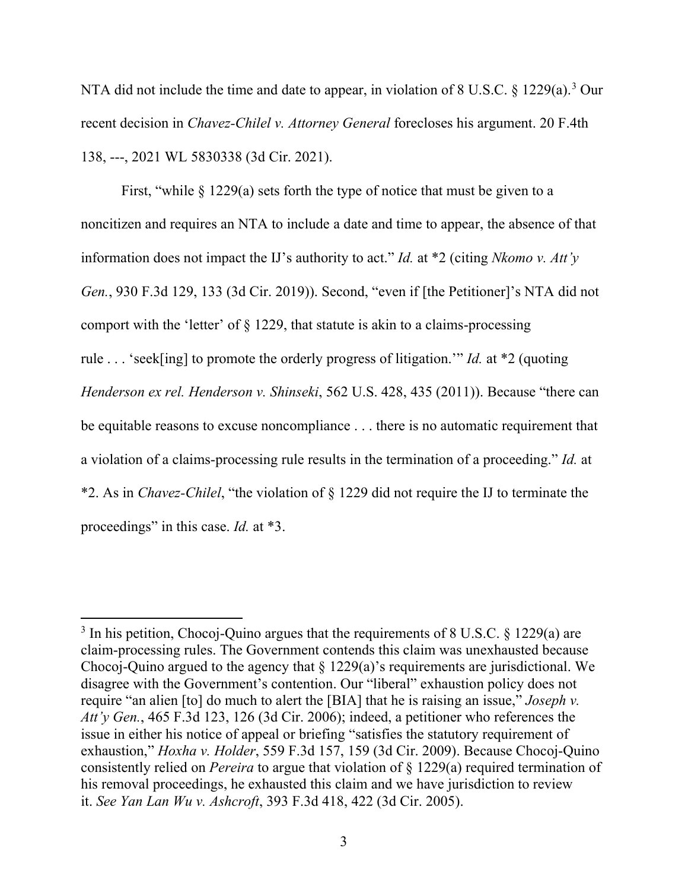NTA did not include the time and date to appear, in violation of 8 U.S.C. § 1229(a).[3] Our recent decision in *Chavez-Chilel v. Attorney General* forecloses his argument. 20 F.4th 138, ---, 2021 WL 5830338 (3d Cir. 2021).

First, "while § 1229(a) sets forth the type of notice that must be given to a noncitizen and requires an NTA to include a date and time to appear, the absence of that information does not impact the IJ's authority to act." *Id.* at *2 (citing *Nkomo v. Att'y Gen.*, 930 F.3d 129, 133 (3d Cir. 2019)). Second, "even if [the Petitioner]'s NTA did not comport with the 'letter' of § 1229, that statute is akin to a claims-processing rule . . . 'seek[ing] to promote the orderly progress of litigation.'" *Id.* at *2 (quoting *Henderson ex rel. Henderson v. Shinseki*, 562 U.S. 428, 435 (2011)). Because "there can be equitable reasons to excuse noncompliance . . . there is no automatic requirement that a violation of a claims-processing rule results in the termination of a proceeding." *Id.* at *2. As in *Chavez-Chilel*, "the violation of § 1229 did not require the IJ to terminate the proceedings" in this case. *Id.* at *3.

---

[3] In his petition, Chocoj-Quino argues that the requirements of 8 U.S.C. § 1229(a) are claim-processing rules. The Government contends this claim was unexhausted because Chocoj-Quino argued to the agency that § 1229(a)'s requirements are jurisdictional. We disagree with the Government's contention. Our "liberal" exhaustion policy does not require "an alien [to] do much to alert the [BIA] that he is raising an issue," *Joseph v. Att'y Gen.*, 465 F.3d 123, 126 (3d Cir. 2006); indeed, a petitioner who references the issue in either his notice of appeal or briefing "satisfies the statutory requirement of exhaustion," *Hoxha v. Holder*, 559 F.3d 157, 159 (3d Cir. 2009). Because Chocoj-Quino consistently relied on *Pereira* to argue that violation of § 1229(a) required termination of his removal proceedings, he exhausted this claim and we have jurisdiction to review it. *See Yan Lan Wu v. Ashcroft*, 393 F.3d 418, 422 (3d Cir. 2005).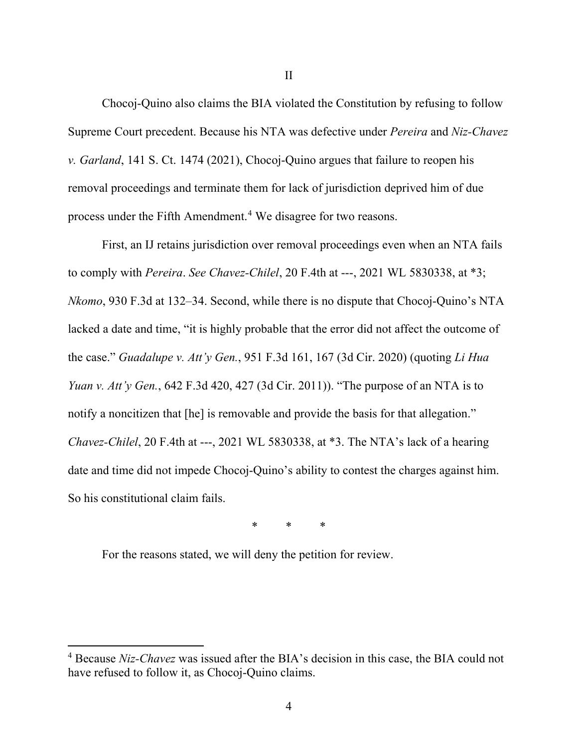## II

Chocoj-Quino also claims the BIA violated the Constitution by refusing to follow Supreme Court precedent. Because his NTA was defective under *Pereira* and *Niz-Chavez v. Garland*, 141 S. Ct. 1474 (2021), Chocoj-Quino argues that failure to reopen his removal proceedings and terminate them for lack of jurisdiction deprived him of due process under the Fifth Amendment.[4] We disagree for two reasons.

First, an IJ retains jurisdiction over removal proceedings even when an NTA fails to comply with *Pereira*. *See Chavez-Chilel*, 20 F.4th at ---, 2021 WL 5830338, at *3; *Nkomo*, 930 F.3d at 132–34. Second, while there is no dispute that Chocoj-Quino's NTA lacked a date and time, "it is highly probable that the error did not affect the outcome of the case." *Guadalupe v. Att'y Gen.*, 951 F.3d 161, 167 (3d Cir. 2020) (quoting *Li Hua Yuan v. Att'y Gen.*, 642 F.3d 420, 427 (3d Cir. 2011)). "The purpose of an NTA is to notify a noncitizen that [he] is removable and provide the basis for that allegation." *Chavez-Chilel*, 20 F.4th at ---, 2021 WL 5830338, at *3. The NTA's lack of a hearing date and time did not impede Chocoj-Quino's ability to contest the charges against him. So his constitutional claim fails.

\* \* \*

For the reasons stated, we will deny the petition for review.

---

[4] Because *Niz-Chavez* was issued after the BIA's decision in this case, the BIA could not have refused to follow it, as Chocoj-Quino claims.